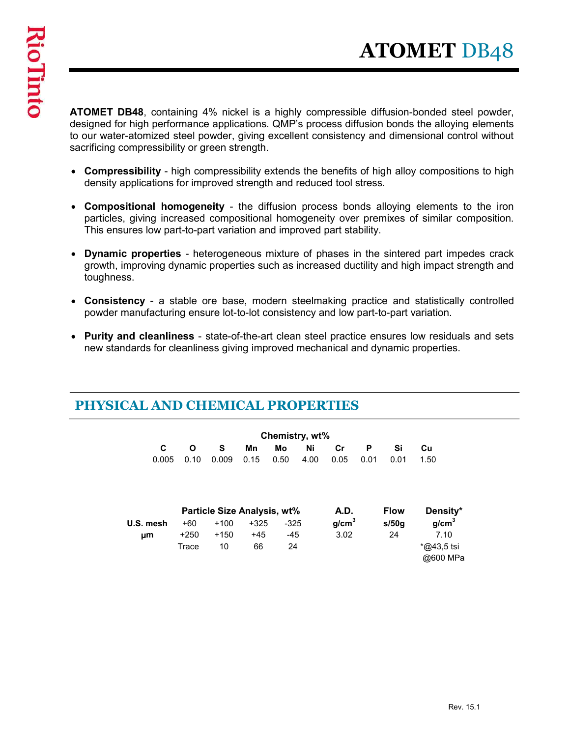# ATOMET DB48

**ATOMET DB48**, containing 4% nickel is a highly compressible diffusion-bonded steel powder, designed for high performance applications. QMP's process diffusion bonds the alloying elements to our water-atomized steel powder, giving excellent consistency and dimensional control without sacrificing compressibility or green strength.

- **Compressibility** - high compressibility extends the benefits of high alloy compositions to high density applications for improved strength and reduced tool stress.
- **Compositional homogeneity** - the diffusion process bonds alloying elements to the iron particles, giving increased compositional homogeneity over premixes of similar composition. This ensures low part-to-part variation and improved part stability.
- **Dynamic properties** - heterogeneous mixture of phases in the sintered part impedes crack growth, improving dynamic properties such as increased ductility and high impact strength and toughness.
- **Consistency** - a stable ore base, modern steelmaking practice and statistically controlled powder manufacturing ensure lot-to-lot consistency and low part-to-part variation.
- **Purity and cleanliness** - state-of-the-art clean steel practice ensures low residuals and sets new standards for cleanliness giving improved mechanical and dynamic properties.

## PHYSICAL AND CHEMICAL PROPERTIES

**Chemistry, wt%**

| C | O | S | Mn | Mo | Ni | Cr | P | Si | Cu |
|---|---|---|---|---|---|---|---|---|---|
| 0.005 | 0.10 | 0.009 | 0.15 | 0.50 | 4.00 | 0.05 | 0.01 | 0.01 | 1.50 |

| | Particle Size Analysis, wt% | | | | A.D. | Flow | Density* |
|---|---|---|---|---|---|---|---|
| U.S. mesh | +60 | +100 | +325 | -325 | g/cm$^3$ | s/50g | g/cm$^3$ |
| µm | +250 | +150 | +45 | -45 | 3.02 | 24 | 7.10 |
| | Trace | 10 | 66 | 24 | | | *@43,5 tsi @600 MPa |

Rev. 15.1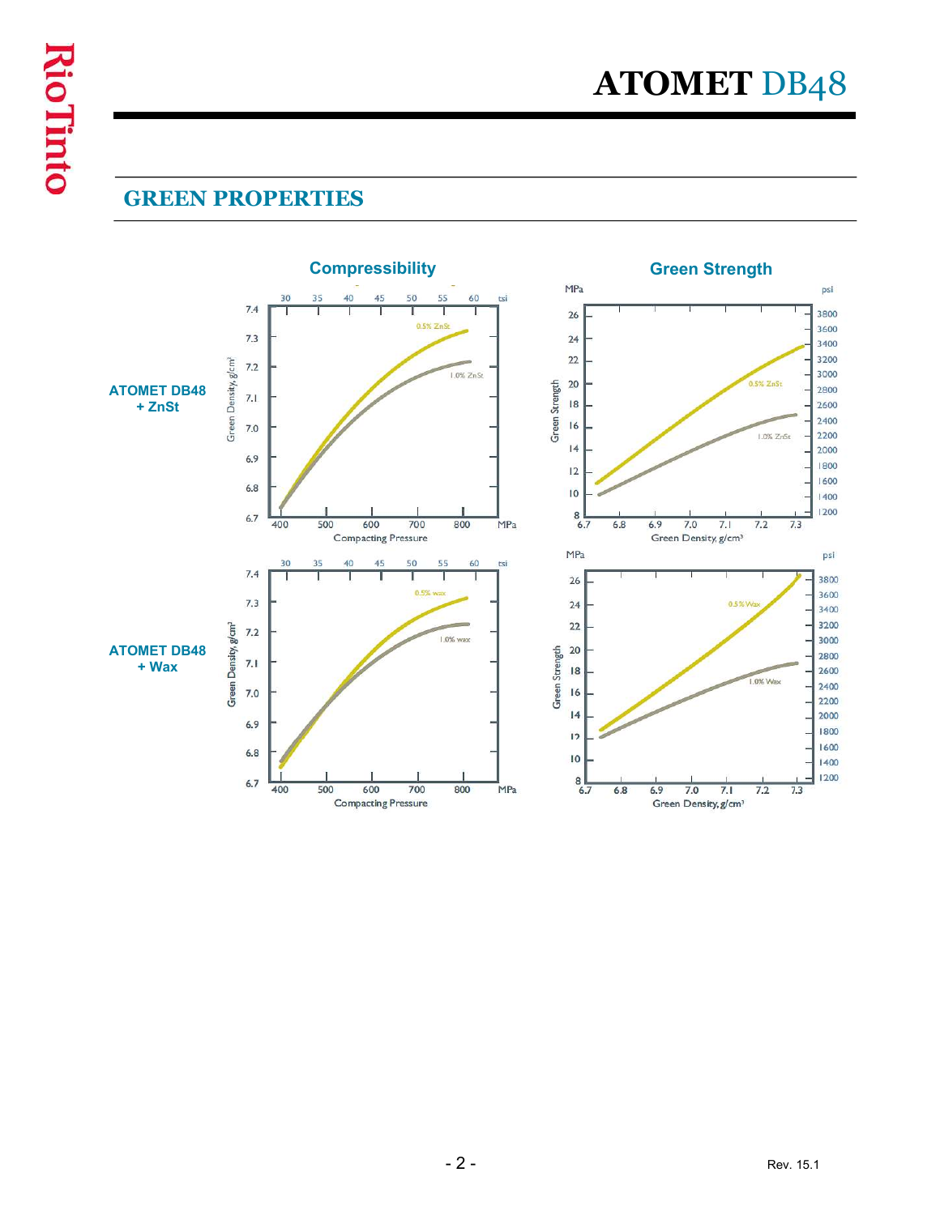# ATOMET DB48

## GREEN PROPERTIES

### Compressibility

### Green Strength

ATOMET DB48 + ZnSt

ATOMET DB48 + Wax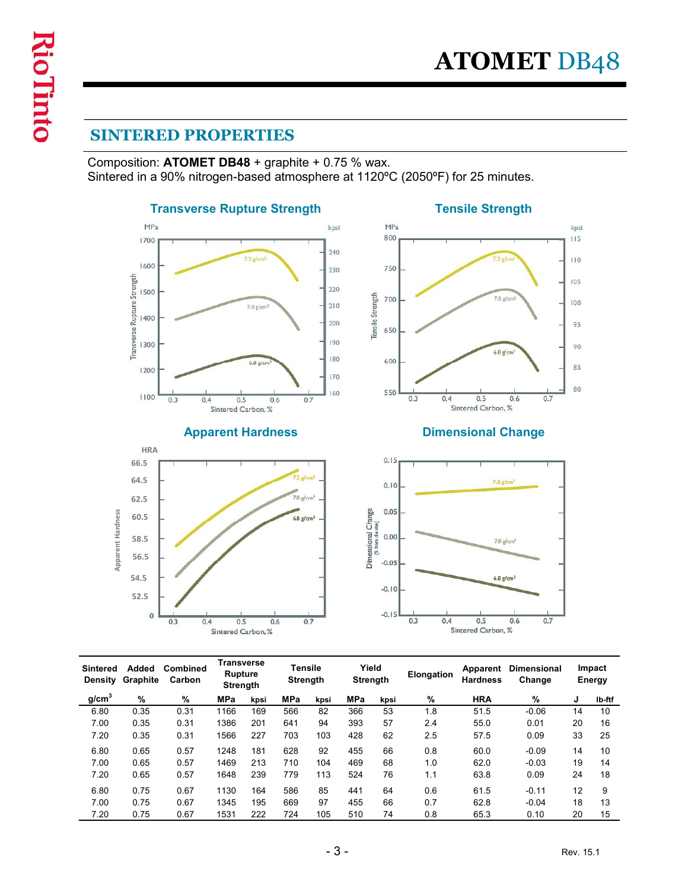# ATOMET DB48

## SINTERED PROPERTIES

Composition: **ATOMET DB48** + graphite + 0.75 % wax.
Sintered in a 90% nitrogen-based atmosphere at 1120ºC (2050ºF) for 25 minutes.

### Transverse Rupture Strength

### Tensile Strength

### Apparent Hardness

### Dimensional Change

| Sintered Density | Added Graphite | Combined Carbon | Transverse Rupture Strength | | Tensile Strength | | Yield Strength | | Elongation | Apparent Hardness | Dimensional Change | Impact Energy | |
|---|---|---|---|---|---|---|---|---|---|---|---|---|---|
| $g/cm^3$ | % | % | MPa | kpsi | MPa | kpsi | MPa | kpsi | % | HRA | % | J | lb-ftf |
| 6.80 | 0.35 | 0.31 | 1166 | 169 | 566 | 82 | 366 | 53 | 1.8 | 51.5 | -0.06 | 14 | 10 |
| 7.00 | 0.35 | 0.31 | 1386 | 201 | 641 | 94 | 393 | 57 | 2.4 | 55.0 | 0.01 | 20 | 16 |
| 7.20 | 0.35 | 0.31 | 1566 | 227 | 703 | 103 | 428 | 62 | 2.5 | 57.5 | 0.09 | 33 | 25 |
| 6.80 | 0.65 | 0.57 | 1248 | 181 | 628 | 92 | 455 | 66 | 0.8 | 60.0 | -0.09 | 14 | 10 |
| 7.00 | 0.65 | 0.57 | 1469 | 213 | 710 | 104 | 469 | 68 | 1.0 | 62.0 | -0.03 | 19 | 14 |
| 7.20 | 0.65 | 0.57 | 1648 | 239 | 779 | 113 | 524 | 76 | 1.1 | 63.8 | 0.09 | 24 | 18 |
| 6.80 | 0.75 | 0.67 | 1130 | 164 | 586 | 85 | 441 | 64 | 0.6 | 61.5 | -0.11 | 12 | 9 |
| 7.00 | 0.75 | 0.67 | 1345 | 195 | 669 | 97 | 455 | 66 | 0.7 | 62.8 | -0.04 | 18 | 13 |
| 7.20 | 0.75 | 0.67 | 1531 | 222 | 724 | 105 | 510 | 74 | 0.8 | 65.3 | 0.10 | 20 | 15 |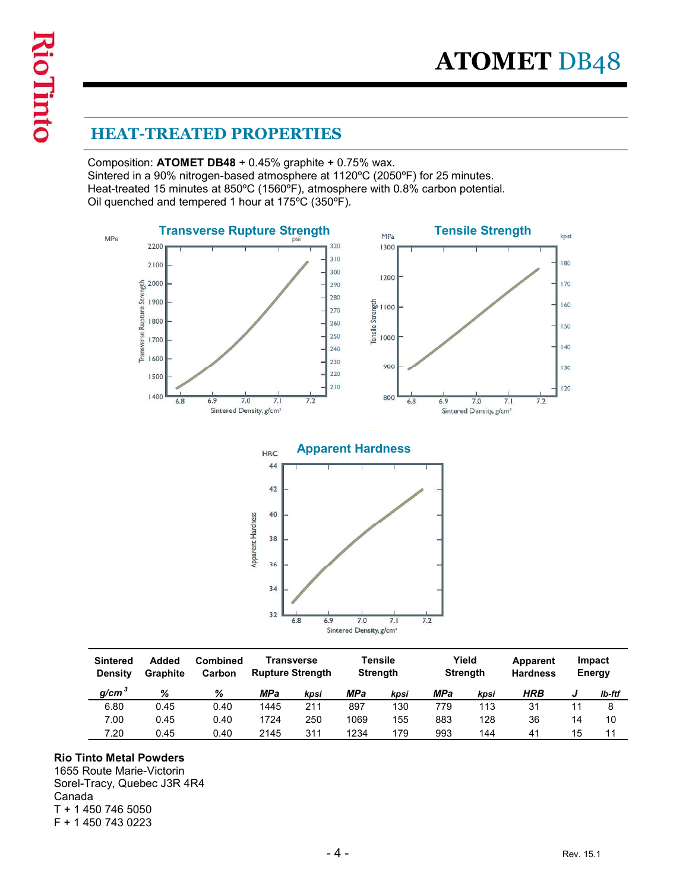# ATOMET DB48

## HEAT-TREATED PROPERTIES

Composition: **ATOMET DB48** + 0.45% graphite + 0.75% wax.
Sintered in a 90% nitrogen-based atmosphere at 1120ºC (2050ºF) for 25 minutes.
Heat-treated 15 minutes at 850ºC (1560ºF), atmosphere with 0.8% carbon potential.
Oil quenched and tempered 1 hour at 175ºC (350ºF).

**Transverse Rupture Strength**

MPa
psi
2200
2100
2000
1900
1800
1700
1600
1500
1400
320
310
300
290
280
270
260
250
240
230
220
210
Transverse Rupture Strength
6.8 6.9 7.0 7.1 7.2
Sintered Density, g/cm³

**Tensile Strength**

MPa
kpsi
1300
1200
1100
1000
900
800
180
170
160
150
140
130
120
Tensile Strength
6.8 6.9 7.0 7.1 7.2
Sintered Density, g/cm³

**Apparent Hardness**

HRC
44
42
40
38
36
34
32
Apparent Hardness
6.8 6.9 7.0 7.1 7.2
Sintered Density, g/cm³

| Sintered Density | Added Graphite | Combined Carbon | Transverse Rupture Strength | | Tensile Strength | | Yield Strength | | Apparent Hardness | Impact Energy | |
|---|---|---|---|---|---|---|---|---|---|---|---|
| *g/cm³* | *%* | *%* | *MPa* | *kpsi* | *MPa* | *kpsi* | *MPa* | *kpsi* | *HRB* | *J* | *lb-ftf* |
| 6.80 | 0.45 | 0.40 | 1445 | 211 | 897 | 130 | 779 | 113 | 31 | 11 | 8 |
| 7.00 | 0.45 | 0.40 | 1724 | 250 | 1069 | 155 | 883 | 128 | 36 | 14 | 10 |
| 7.20 | 0.45 | 0.40 | 2145 | 311 | 1234 | 179 | 993 | 144 | 41 | 15 | 11 |

**Rio Tinto Metal Powders**
1655 Route Marie-Victorin
Sorel-Tracy, Quebec J3R 4R4
Canada
T + 1 450 746 5050
F + 1 450 743 0223

Rev. 15.1